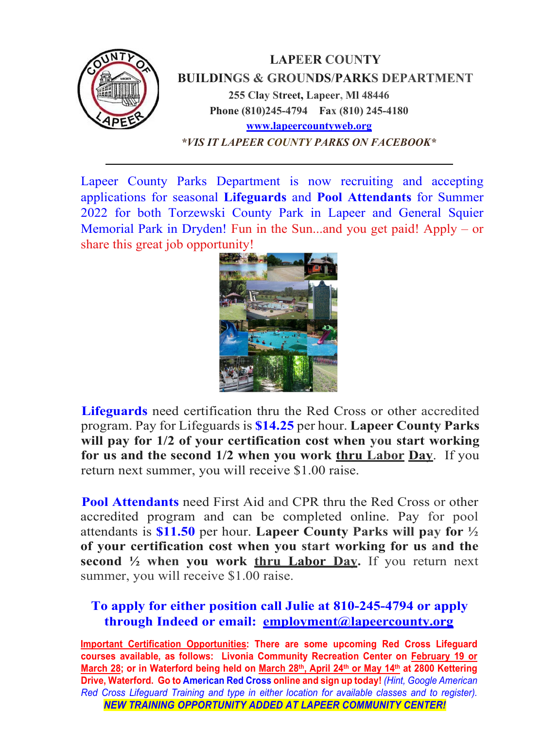# LAPEER COUNTY

## BUILDINGS & GROUNDS/PARKS DEPARTMENT

**255 Clay Street, Lapeer, MI 48446**

**Phone (810)245-4794 Fax (810) 245-4180**

**www.lapeercountyweb.org**

***VIS IT LAPEER COUNTY PARKS ON FACEBOOK***

---

Lapeer County Parks Department is now recruiting and accepting applications for seasonal **Lifeguards** and **Pool Attendants** for Summer 2022 for both Torzewski County Park in Lapeer and General Squier Memorial Park in Dryden! Fun in the Sun...and you get paid! Apply – or share this great job opportunity!

**Lifeguards** need certification thru the Red Cross or other accredited program. Pay for Lifeguards is **$14.25** per hour. **Lapeer County Parks will pay for 1/2 of your certification cost when you start working for us and the second 1/2 when you work thru Labor Day**. If you return next summer, you will receive $1.00 raise.

**Pool Attendants** need First Aid and CPR thru the Red Cross or other accredited program and can be completed online. Pay for pool attendants is **$11.50** per hour. **Lapeer County Parks will pay for ½ of your certification cost when you start working for us and the second ½ when you work thru Labor Day.** If you return next summer, you will receive $1.00 raise.

**To apply for either position call Julie at 810-245-4794 or apply through Indeed or email: employment@lapeercounty.org**

**Important Certification Opportunities: There are some upcoming Red Cross Lifeguard courses available, as follows: Livonia Community Recreation Center on February 19 or March 28; or in Waterford being held on March 28th, April 24th or May 14th at 2800 Kettering Drive, Waterford. Go to American Red Cross online and sign up today!** *(Hint, Google American Red Cross Lifeguard Training and type in either location for available classes and to register).*

***NEW TRAINING OPPORTUNITY ADDED AT LAPEER COMMUNITY CENTER!***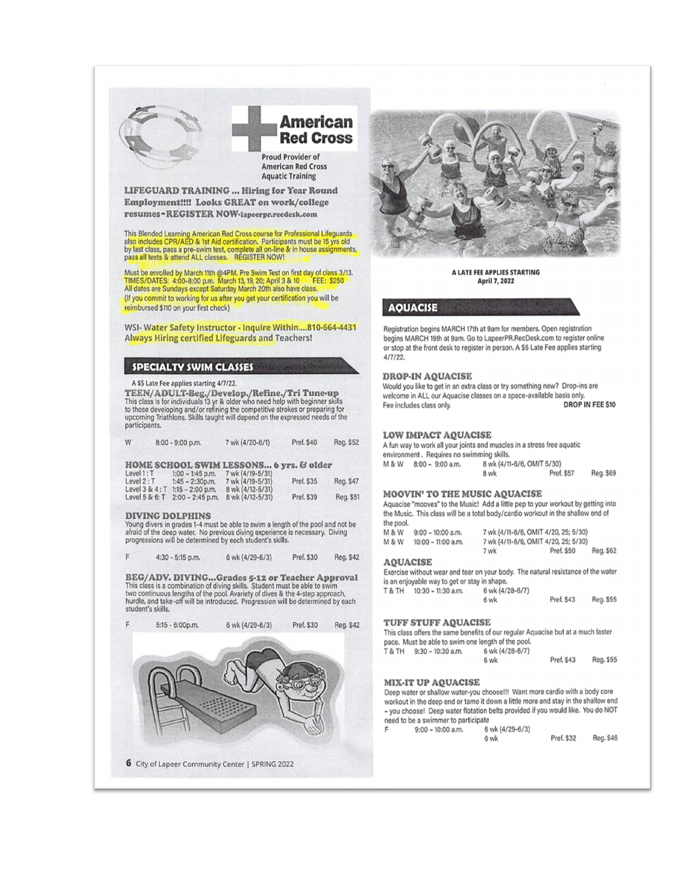American Red Cross

Proud Provider of American Red Cross Aquatic Training

**LIFEGUARD TRAINING ... Hiring for Year Round Employment!!!! Looks GREAT on work/college resumes~REGISTER NOW-lapeerpr.recdesk.com**

This Blended Learning American Red Cross course for Professional Lifeguards also includes CPR/AED & 1st Aid certification. Participants must be 15 yrs old by last class, pass a pre-swim test, complete all on-line & in house assignments, pass all tests & attend ALL classes. REGISTER NOW!

Must be enrolled by March 11th @4PM. Pre Swim Test on first day of class 3/13. TIMES/DATES: 4:00-8:00 p.m. March 13, 19, 20; April 3 & 10 FEE: $250
All dates are Sundays except Saturday March 20th also have class.
(If you commit to working for us after you get your certification you will be reimbursed $110 on your first check)

WSI- Water Safety Instructor - Inquire Within....810-664-4431
Always Hiring certified Lifeguards and Teachers!

## SPECIALTY SWIM CLASSES

A $5 Late Fee applies starting 4/7/22.

### TEEN/ADULT-Beg./Develop./Refine./Tri Tune-up

This class is for individuals 13 yr & older who need help with beginner skills to those developing and/or refining the competitive strokes or preparing for upcoming Triathlons. Skills taught will depend on the expressed needs of the participants.

| | | | | |
|---|---|---|---|---|
| W | 8:00 - 9:00 p.m. | 7 wk (4/20-6/1) | Pref. $40 | Reg. $52 |

### HOME SCHOOL SWIM LESSONS... 6 yrs. & older

| | | | | |
|---|---|---|---|---|
| Level 1 : T | 1:00 – 1:45 p.m. | 7 wk (4/19-5/31) | | |
| Level 2 : T | 1:45 – 2:30p.m. | 7 wk (4/19-5/31) | Pref. $35 | Reg. $47 |
| Level 3 & 4 : T | 1:15 – 2:00 p.m. | 8 wk (4/12-5/31) | | |
| Level 5 & 6: T | 2:00 – 2:45 p.m. | 8 wk (4/12-5/31) | Pref. $39 | Reg. $51 |

### DIVING DOLPHINS

Young divers in grades 1-4 must be able to swim a length of the pool and not be afraid of the deep water. No previous diving experience is necessary. Diving progressions will be determined by each student's skills.

| | | | | |
|---|---|---|---|---|
| F | 4:30 - 5:15 p.m. | 6 wk (4/29-6/3) | Pref. $30 | Reg. $42 |

### BEG/ADV. DIVING...Grades 5-12 or Teacher Approval

This class is a combination of diving skills. Student must be able to swim two continuous lengths of the pool. Avariety of dives & the 4-step approach, hurdle, and take-off will be introduced. Progression will be determined by each student's skills.

| | | | | |
|---|---|---|---|---|
| F | 5:15 - 6:00p.m. | 6 wk (4/29-6/3) | Pref. $30 | Reg. $42 |

A LATE FEE APPLIES STARTING April 7, 2022

## AQUACISE

Registration begins MARCH 17th at 9am for members. Open registration begins MARCH 19th at 9am. Go to LapeerPR.RecDesk.com to register online or stop at the front desk to register in person. A $5 Late Fee applies starting 4/7/22.

### DROP-IN AQUACISE

Would you like to get in an extra class or try something new? Drop-ins are welcome in ALL our Aquacise classes on a space-available basis only.
Fee includes class only. **DROP IN FEE $10**

### LOW IMPACT AQUACISE

A fun way to work all your joints and muscles in a stress free aquatic environment. Requires no swimming skills.

| | | | | |
|---|---|---|---|---|
| M & W | 8:00 – 9:00 a.m. | 8 wk (4/11-6/6, OMIT 5/30) | | |
| | | 8 wk | Pref. $57 | Reg. $69 |

### MOOVIN' TO THE MUSIC AQUACISE

Aquacise "mooves" to the Music! Add a little pep to your workout by getting into the Music. This class will be a total body/cardio workout in the shallow end of the pool.

| | | | | |
|---|---|---|---|---|
| M & W | 9:00 – 10:00 a.m. | 7 wk (4/11-6/6, OMIT 4/20, 25; 5/30) | | |
| M & W | 10:00 – 11:00 a.m. | 7 wk (4/11-6/6, OMIT 4/20, 25; 5/30) | | |
| | | 7 wk | Pref. $50 | Reg. $62 |

### AQUACISE

Exercise without wear and tear on your body. The natural resistance of the water is an enjoyable way to get or stay in shape.

| | | | | |
|---|---|---|---|---|
| T & TH | 10:30 – 11:30 a.m. | 6 wk (4/28-6/7) | | |
| | | 6 wk | Pref. $43 | Reg. $55 |

### TUFF STUFF AQUACISE

This class offers the same benefits of our regular Aquacise but at a much faster pace. Must be able to swim one length of the pool.

| | | | | |
|---|---|---|---|---|
| T & TH | 9:30 – 10:30 a.m. | 6 wk (4/28-6/7) | | |
| | | 6 wk | Pref. $43 | Reg. $55 |

### MIX-IT UP AQUACISE

Deep water or shallow water-you choose!!! Want more cardio with a body core workout in the deep end or tame it down a little more and stay in the shallow end - you choose! Deep water flotation belts provided if you would like. You do NOT need to be a swimmer to participate

| | | | | |
|---|---|---|---|---|
| F | 9:00 – 10:00 a.m. | 6 wk (4/29-6/3) | | |
| | | 6 wk | Pref. $32 | Reg. $46 |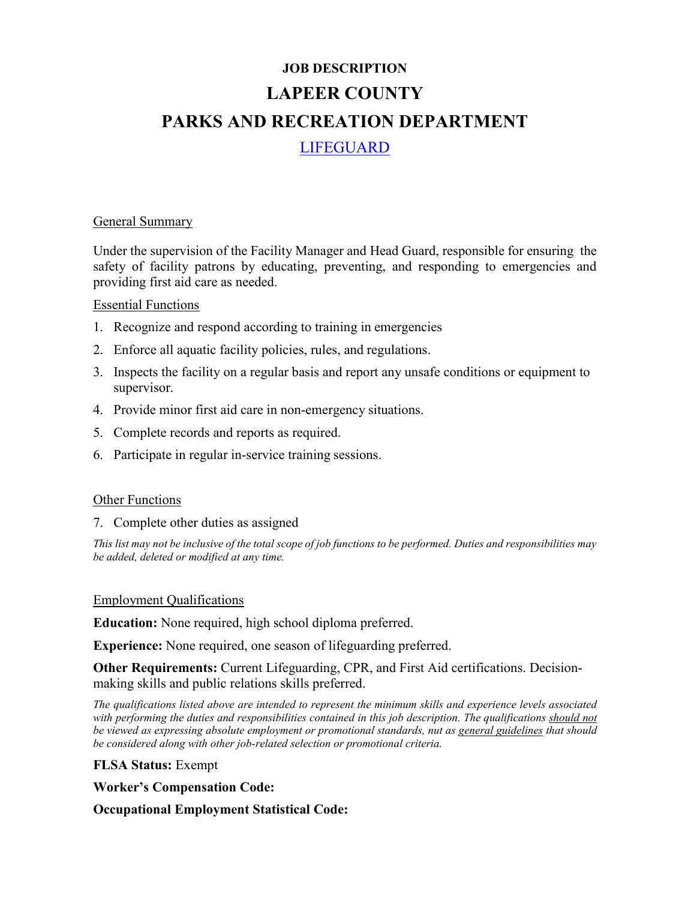# JOB DESCRIPTION

# LAPEER COUNTY

# PARKS AND RECREATION DEPARTMENT

## LIFEGUARD

General Summary

Under the supervision of the Facility Manager and Head Guard, responsible for ensuring the safety of facility patrons by educating, preventing, and responding to emergencies and providing first aid care as needed.

Essential Functions

1. Recognize and respond according to training in emergencies
2. Enforce all aquatic facility policies, rules, and regulations.
3. Inspects the facility on a regular basis and report any unsafe conditions or equipment to supervisor.
4. Provide minor first aid care in non-emergency situations.
5. Complete records and reports as required.
6. Participate in regular in-service training sessions.

Other Functions

7. Complete other duties as assigned

*This list may not be inclusive of the total scope of job functions to be performed. Duties and responsibilities may be added, deleted or modified at any time.*

Employment Qualifications

**Education:** None required, high school diploma preferred.

**Experience:** None required, one season of lifeguarding preferred.

**Other Requirements:** Current Lifeguarding, CPR, and First Aid certifications. Decision-making skills and public relations skills preferred.

*The qualifications listed above are intended to represent the minimum skills and experience levels associated with performing the duties and responsibilities contained in this job description. The qualifications should not be viewed as expressing absolute employment or promotional standards, nut as general guidelines that should be considered along with other job-related selection or promotional criteria.*

**FLSA Status:** Exempt

**Worker's Compensation Code:**

**Occupational Employment Statistical Code:**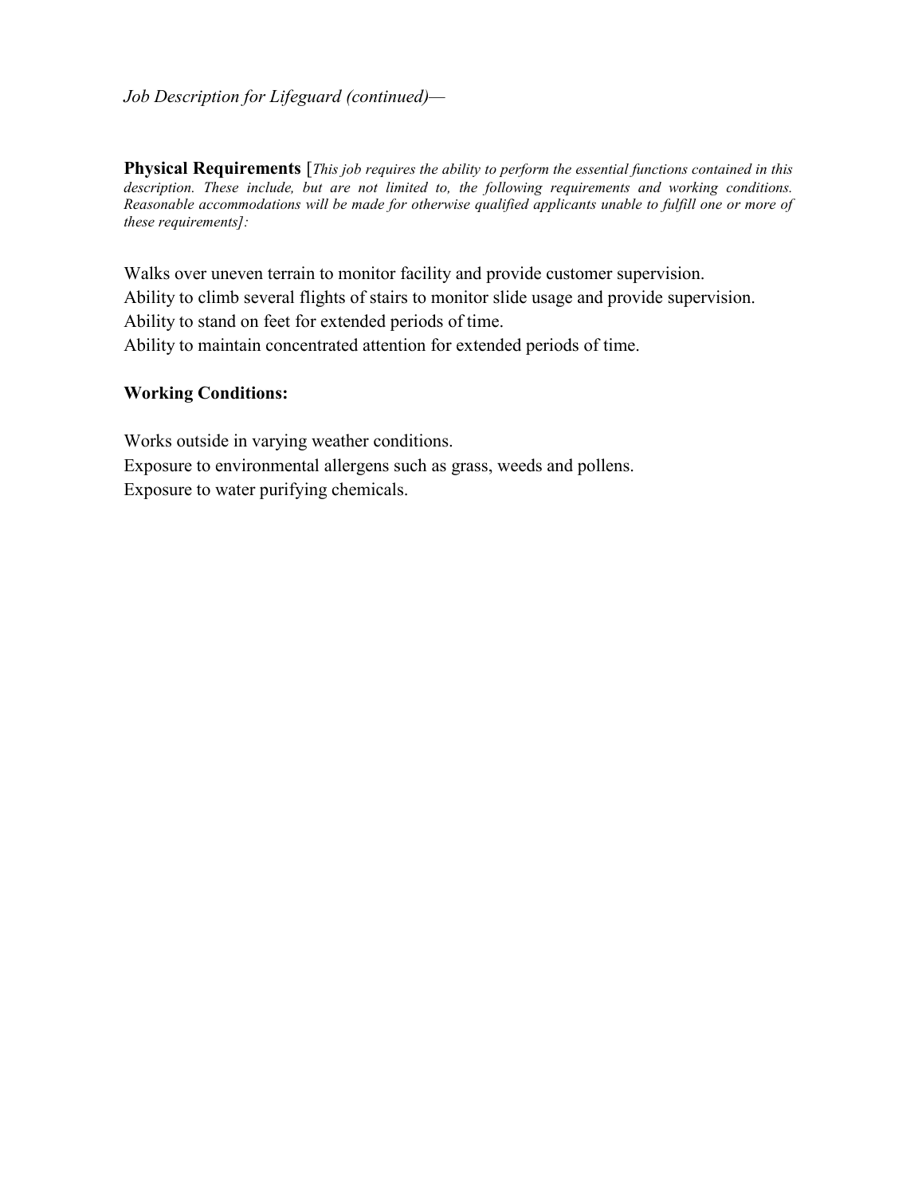*Job Description for Lifeguard (continued)—*

**Physical Requirements** [*This job requires the ability to perform the essential functions contained in this description. These include, but are not limited to, the following requirements and working conditions. Reasonable accommodations will be made for otherwise qualified applicants unable to fulfill one or more of these requirements]:*

Walks over uneven terrain to monitor facility and provide customer supervision.
Ability to climb several flights of stairs to monitor slide usage and provide supervision.
Ability to stand on feet for extended periods of time.
Ability to maintain concentrated attention for extended periods of time.

**Working Conditions:**

Works outside in varying weather conditions.
Exposure to environmental allergens such as grass, weeds and pollens.
Exposure to water purifying chemicals.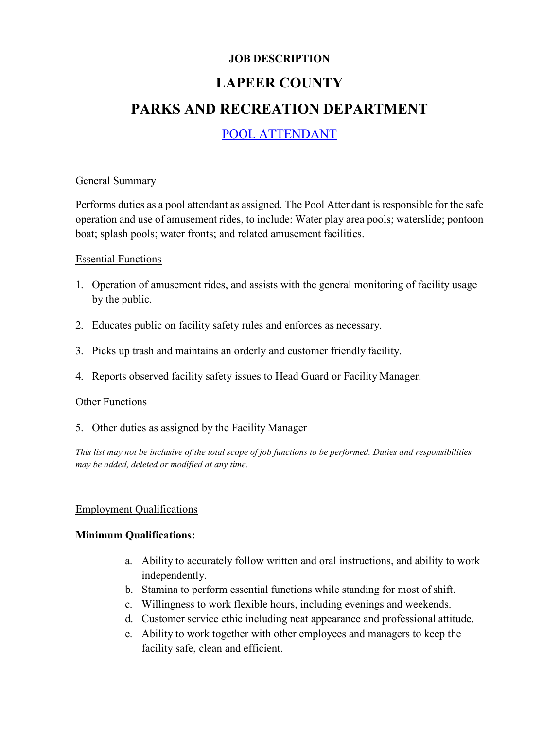**JOB DESCRIPTION**

# LAPEER COUNTY

# PARKS AND RECREATION DEPARTMENT

## POOL ATTENDANT

General Summary

Performs duties as a pool attendant as assigned. The Pool Attendant is responsible for the safe operation and use of amusement rides, to include: Water play area pools; waterslide; pontoon boat; splash pools; water fronts; and related amusement facilities.

Essential Functions

1. Operation of amusement rides, and assists with the general monitoring of facility usage by the public.
2. Educates public on facility safety rules and enforces as necessary.
3. Picks up trash and maintains an orderly and customer friendly facility.
4. Reports observed facility safety issues to Head Guard or Facility Manager.

Other Functions

5. Other duties as assigned by the Facility Manager

*This list may not be inclusive of the total scope of job functions to be performed. Duties and responsibilities may be added, deleted or modified at any time.*

Employment Qualifications

**Minimum Qualifications:**

a. Ability to accurately follow written and oral instructions, and ability to work independently.
b. Stamina to perform essential functions while standing for most of shift.
c. Willingness to work flexible hours, including evenings and weekends.
d. Customer service ethic including neat appearance and professional attitude.
e. Ability to work together with other employees and managers to keep the facility safe, clean and efficient.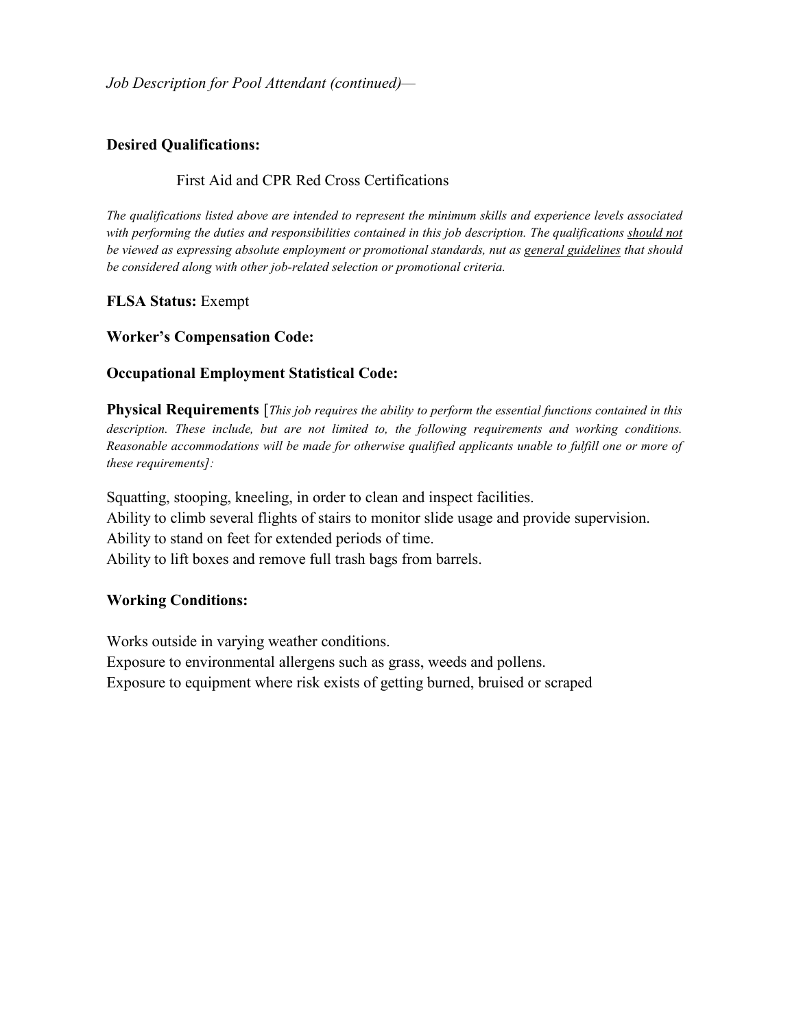*Job Description for Pool Attendant (continued)—*

**Desired Qualifications:**

First Aid and CPR Red Cross Certifications

*The qualifications listed above are intended to represent the minimum skills and experience levels associated with performing the duties and responsibilities contained in this job description. The qualifications should not be viewed as expressing absolute employment or promotional standards, nut as general guidelines that should be considered along with other job-related selection or promotional criteria.*

**FLSA Status:** Exempt

**Worker's Compensation Code:**

**Occupational Employment Statistical Code:**

**Physical Requirements** [*This job requires the ability to perform the essential functions contained in this description. These include, but are not limited to, the following requirements and working conditions. Reasonable accommodations will be made for otherwise qualified applicants unable to fulfill one or more of these requirements]:*

Squatting, stooping, kneeling, in order to clean and inspect facilities.
Ability to climb several flights of stairs to monitor slide usage and provide supervision.
Ability to stand on feet for extended periods of time.
Ability to lift boxes and remove full trash bags from barrels.

**Working Conditions:**

Works outside in varying weather conditions.
Exposure to environmental allergens such as grass, weeds and pollens.
Exposure to equipment where risk exists of getting burned, bruised or scraped